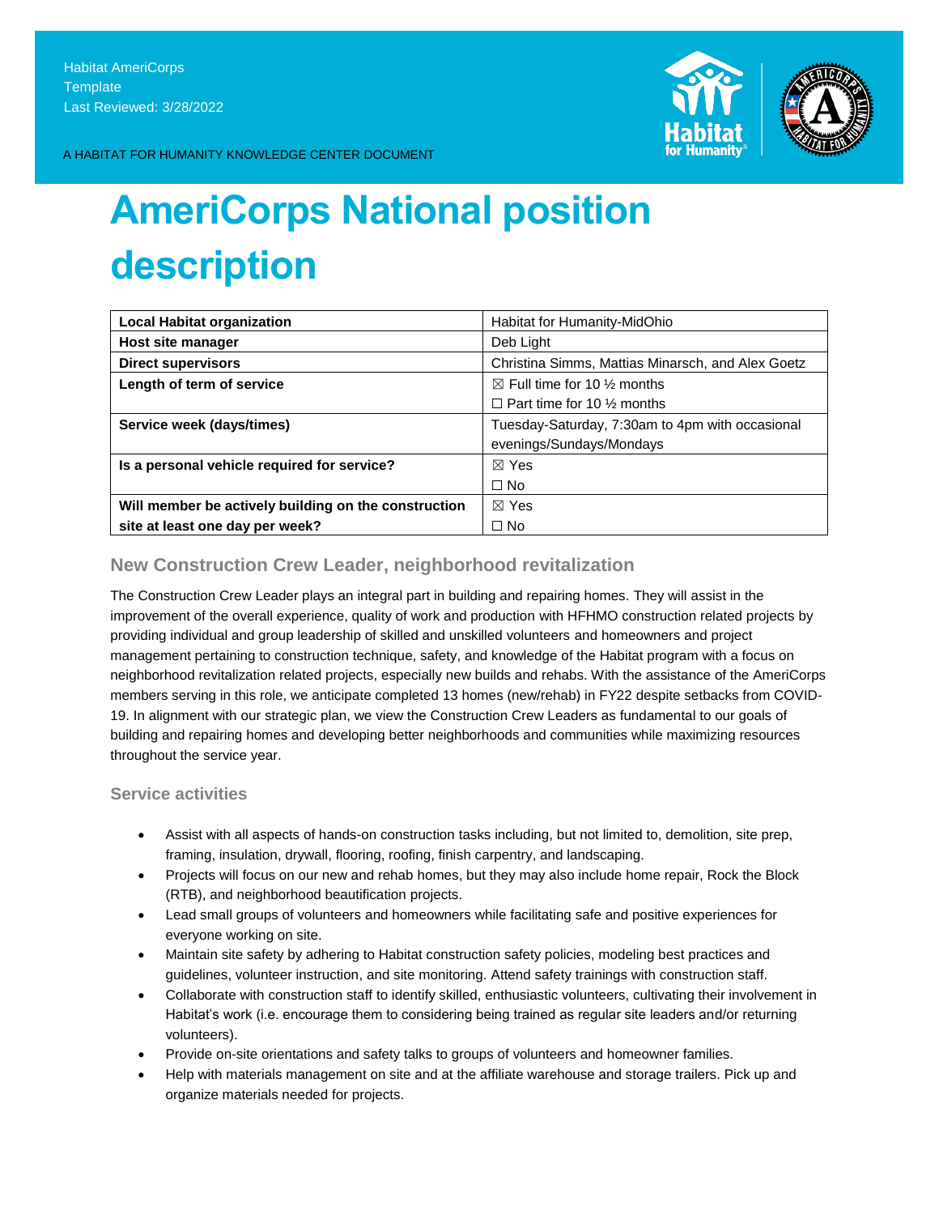Habitat AmeriCorps
Template
Last Reviewed: 3/28/2022

A HABITAT FOR HUMANITY KNOWLEDGE CENTER DOCUMENT

# AmeriCorps National position description

| Local Habitat organization | Habitat for Humanity-MidOhio |
|---|---|
| **Host site manager** | Deb Light |
| **Direct supervisors** | Christina Simms, Mattias Minarsch, and Alex Goetz |
| **Length of term of service** | ☒ Full time for 10 ½ months<br>☐ Part time for 10 ½ months |
| **Service week (days/times)** | Tuesday-Saturday, 7:30am to 4pm with occasional evenings/Sundays/Mondays |
| **Is a personal vehicle required for service?** | ☒ Yes<br>☐ No |
| **Will member be actively building on the construction site at least one day per week?** | ☒ Yes<br>☐ No |

## New Construction Crew Leader, neighborhood revitalization

The Construction Crew Leader plays an integral part in building and repairing homes. They will assist in the improvement of the overall experience, quality of work and production with HFHMO construction related projects by providing individual and group leadership of skilled and unskilled volunteers and homeowners and project management pertaining to construction technique, safety, and knowledge of the Habitat program with a focus on neighborhood revitalization related projects, especially new builds and rehabs. With the assistance of the AmeriCorps members serving in this role, we anticipate completed 13 homes (new/rehab) in FY22 despite setbacks from COVID-19. In alignment with our strategic plan, we view the Construction Crew Leaders as fundamental to our goals of building and repairing homes and developing better neighborhoods and communities while maximizing resources throughout the service year.

## Service activities

- Assist with all aspects of hands-on construction tasks including, but not limited to, demolition, site prep, framing, insulation, drywall, flooring, roofing, finish carpentry, and landscaping.
- Projects will focus on our new and rehab homes, but they may also include home repair, Rock the Block (RTB), and neighborhood beautification projects.
- Lead small groups of volunteers and homeowners while facilitating safe and positive experiences for everyone working on site.
- Maintain site safety by adhering to Habitat construction safety policies, modeling best practices and guidelines, volunteer instruction, and site monitoring. Attend safety trainings with construction staff.
- Collaborate with construction staff to identify skilled, enthusiastic volunteers, cultivating their involvement in Habitat's work (i.e. encourage them to considering being trained as regular site leaders and/or returning volunteers).
- Provide on-site orientations and safety talks to groups of volunteers and homeowner families.
- Help with materials management on site and at the affiliate warehouse and storage trailers. Pick up and organize materials needed for projects.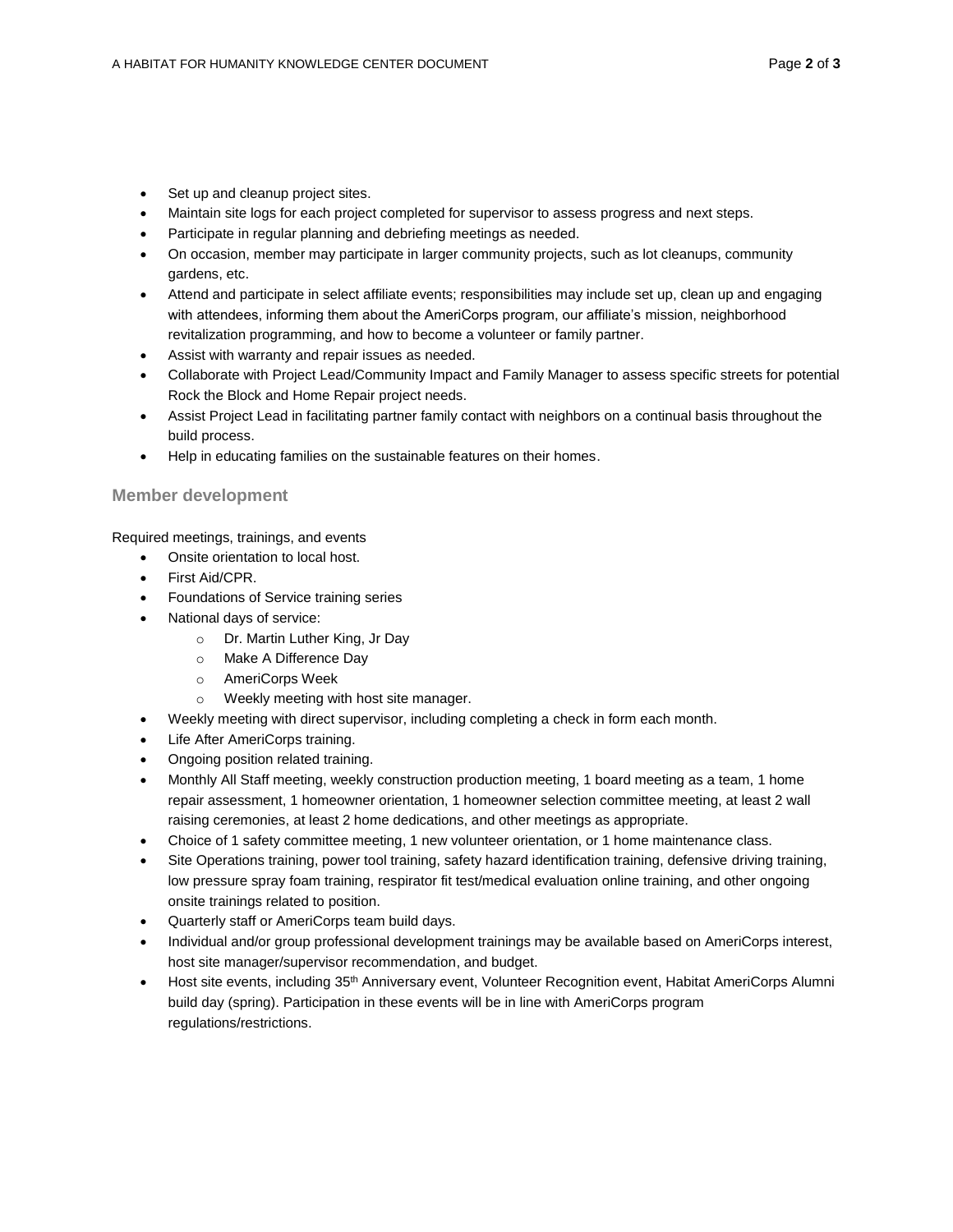- Set up and cleanup project sites.
- Maintain site logs for each project completed for supervisor to assess progress and next steps.
- Participate in regular planning and debriefing meetings as needed.
- On occasion, member may participate in larger community projects, such as lot cleanups, community gardens, etc.
- Attend and participate in select affiliate events; responsibilities may include set up, clean up and engaging with attendees, informing them about the AmeriCorps program, our affiliate's mission, neighborhood revitalization programming, and how to become a volunteer or family partner.
- Assist with warranty and repair issues as needed.
- Collaborate with Project Lead/Community Impact and Family Manager to assess specific streets for potential Rock the Block and Home Repair project needs.
- Assist Project Lead in facilitating partner family contact with neighbors on a continual basis throughout the build process.
- Help in educating families on the sustainable features on their homes.

## Member development

Required meetings, trainings, and events

- Onsite orientation to local host.
- First Aid/CPR.
- Foundations of Service training series
- National days of service:
    - Dr. Martin Luther King, Jr Day
    - Make A Difference Day
    - AmeriCorps Week
    - Weekly meeting with host site manager.
- Weekly meeting with direct supervisor, including completing a check in form each month.
- Life After AmeriCorps training.
- Ongoing position related training.
- Monthly All Staff meeting, weekly construction production meeting, 1 board meeting as a team, 1 home repair assessment, 1 homeowner orientation, 1 homeowner selection committee meeting, at least 2 wall raising ceremonies, at least 2 home dedications, and other meetings as appropriate.
- Choice of 1 safety committee meeting, 1 new volunteer orientation, or 1 home maintenance class.
- Site Operations training, power tool training, safety hazard identification training, defensive driving training, low pressure spray foam training, respirator fit test/medical evaluation online training, and other ongoing onsite trainings related to position.
- Quarterly staff or AmeriCorps team build days.
- Individual and/or group professional development trainings may be available based on AmeriCorps interest, host site manager/supervisor recommendation, and budget.
- Host site events, including 35th Anniversary event, Volunteer Recognition event, Habitat AmeriCorps Alumni build day (spring). Participation in these events will be in line with AmeriCorps program regulations/restrictions.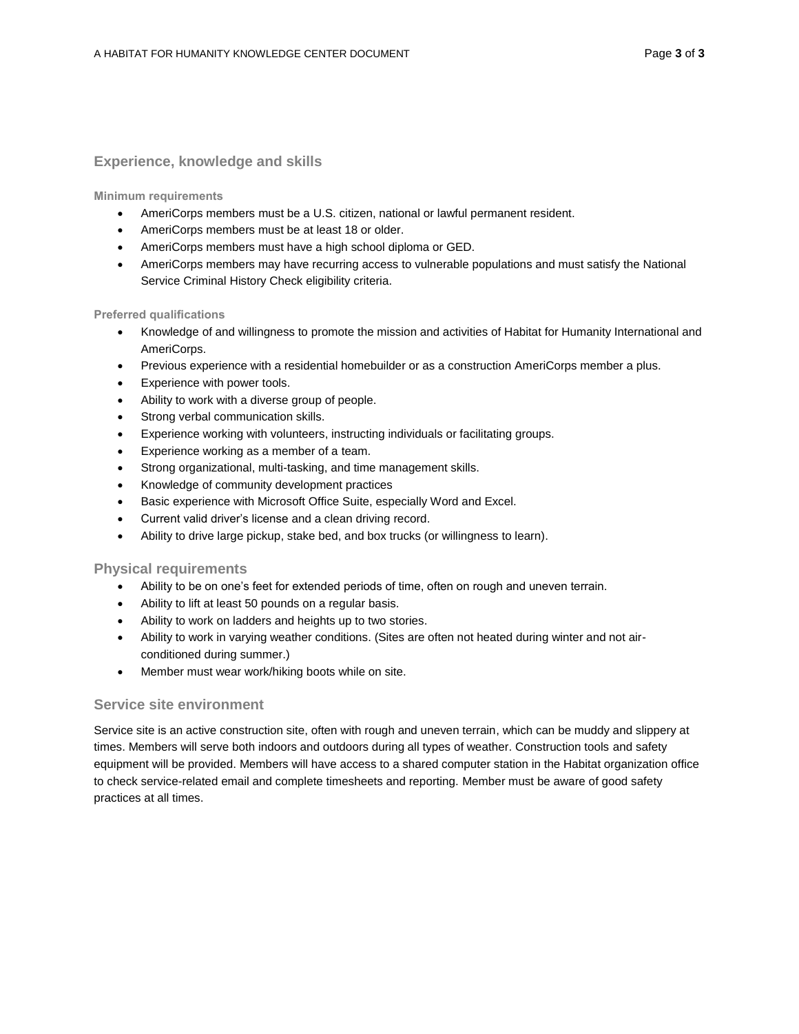## Experience, knowledge and skills

### Minimum requirements

- AmeriCorps members must be a U.S. citizen, national or lawful permanent resident.
- AmeriCorps members must be at least 18 or older.
- AmeriCorps members must have a high school diploma or GED.
- AmeriCorps members may have recurring access to vulnerable populations and must satisfy the National Service Criminal History Check eligibility criteria.

### Preferred qualifications

- Knowledge of and willingness to promote the mission and activities of Habitat for Humanity International and AmeriCorps.
- Previous experience with a residential homebuilder or as a construction AmeriCorps member a plus.
- Experience with power tools.
- Ability to work with a diverse group of people.
- Strong verbal communication skills.
- Experience working with volunteers, instructing individuals or facilitating groups.
- Experience working as a member of a team.
- Strong organizational, multi-tasking, and time management skills.
- Knowledge of community development practices
- Basic experience with Microsoft Office Suite, especially Word and Excel.
- Current valid driver's license and a clean driving record.
- Ability to drive large pickup, stake bed, and box trucks (or willingness to learn).

## Physical requirements

- Ability to be on one's feet for extended periods of time, often on rough and uneven terrain.
- Ability to lift at least 50 pounds on a regular basis.
- Ability to work on ladders and heights up to two stories.
- Ability to work in varying weather conditions. (Sites are often not heated during winter and not air-conditioned during summer.)
- Member must wear work/hiking boots while on site.

## Service site environment

Service site is an active construction site, often with rough and uneven terrain, which can be muddy and slippery at times. Members will serve both indoors and outdoors during all types of weather. Construction tools and safety equipment will be provided. Members will have access to a shared computer station in the Habitat organization office to check service-related email and complete timesheets and reporting. Member must be aware of good safety practices at all times.